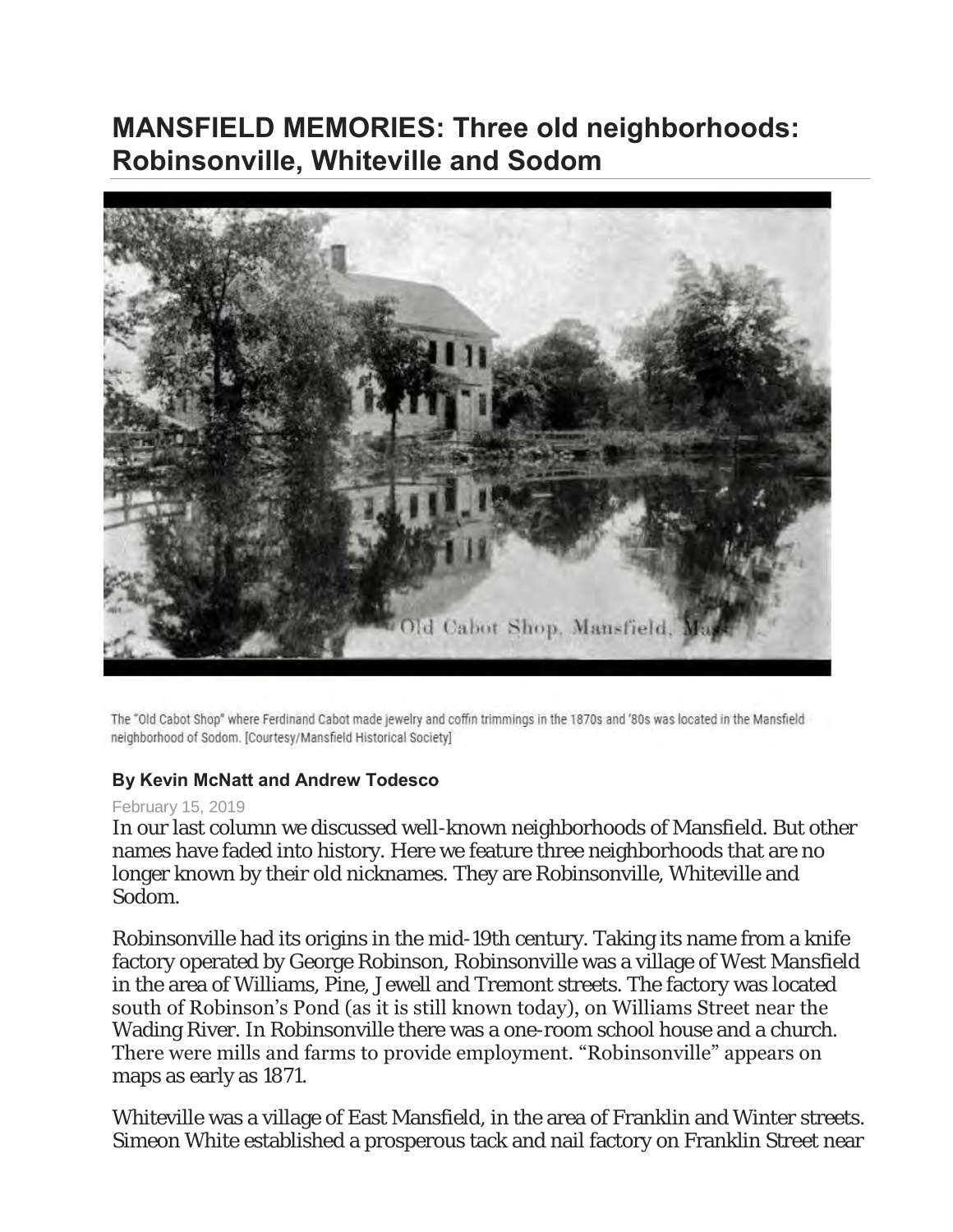# MANSFIELD MEMORIES: Three old neighborhoods: Robinsonville, Whiteville and Sodom

The "Old Cabot Shop" where Ferdinand Cabot made jewelry and coffin trimmings in the 1870s and '80s was located in the Mansfield neighborhood of Sodom. [Courtesy/Mansfield Historical Society]

**By Kevin McNatt and Andrew Todesco**

February 15, 2019

In our last column we discussed well-known neighborhoods of Mansfield. But other names have faded into history. Here we feature three neighborhoods that are no longer known by their old nicknames. They are Robinsonville, Whiteville and Sodom.

Robinsonville had its origins in the mid-19th century. Taking its name from a knife factory operated by George Robinson, Robinsonville was a village of West Mansfield in the area of Williams, Pine, Jewell and Tremont streets. The factory was located south of Robinson's Pond (as it is still known today), on Williams Street near the Wading River. In Robinsonville there was a one-room school house and a church. There were mills and farms to provide employment. "Robinsonville" appears on maps as early as 1871.

Whiteville was a village of East Mansfield, in the area of Franklin and Winter streets. Simeon White established a prosperous tack and nail factory on Franklin Street near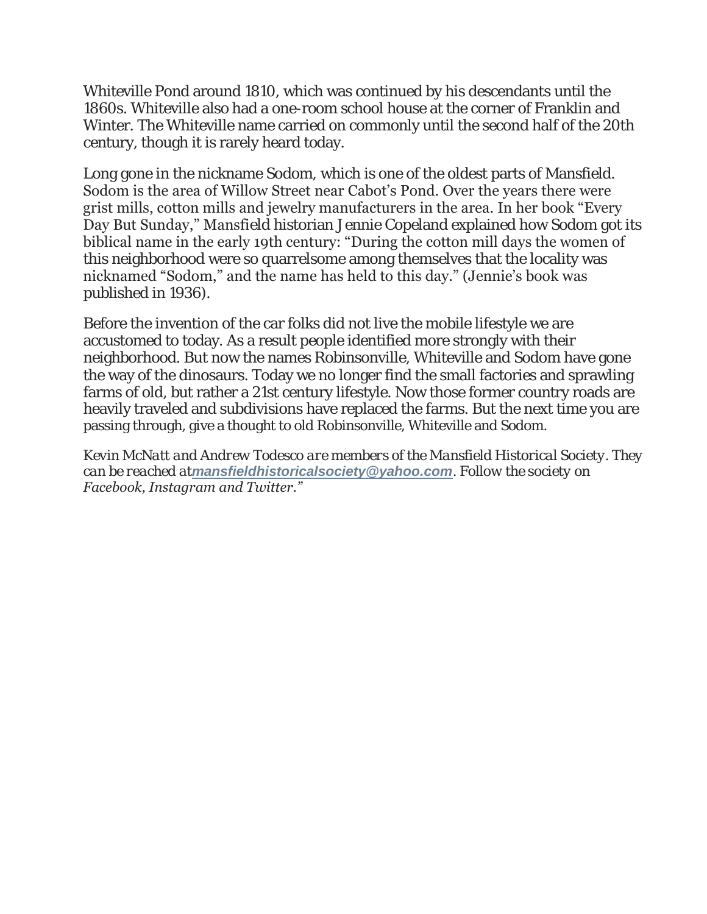Whiteville Pond around 1810, which was continued by his descendants until the 1860s. Whiteville also had a one-room school house at the corner of Franklin and Winter. The Whiteville name carried on commonly until the second half of the 20th century, though it is rarely heard today.

Long gone in the nickname Sodom, which is one of the oldest parts of Mansfield. Sodom is the area of Willow Street near Cabot's Pond. Over the years there were grist mills, cotton mills and jewelry manufacturers in the area. In her book "Every Day But Sunday," Mansfield historian Jennie Copeland explained how Sodom got its biblical name in the early 19th century: "During the cotton mill days the women of this neighborhood were so quarrelsome among themselves that the locality was nicknamed "Sodom," and the name has held to this day." (Jennie's book was published in 1936).

Before the invention of the car folks did not live the mobile lifestyle we are accustomed to today. As a result people identified more strongly with their neighborhood. But now the names Robinsonville, Whiteville and Sodom have gone the way of the dinosaurs. Today we no longer find the small factories and sprawling farms of old, but rather a 21st century lifestyle. Now those former country roads are heavily traveled and subdivisions have replaced the farms. But the next time you are passing through, give a thought to old Robinsonville, Whiteville and Sodom.

*Kevin McNatt and Andrew Todesco are members of the Mansfield Historical Society. They can be reached at* ***mansfieldhistoricalsociety@yahoo.com***. *Follow the society on Facebook, Instagram and Twitter."*